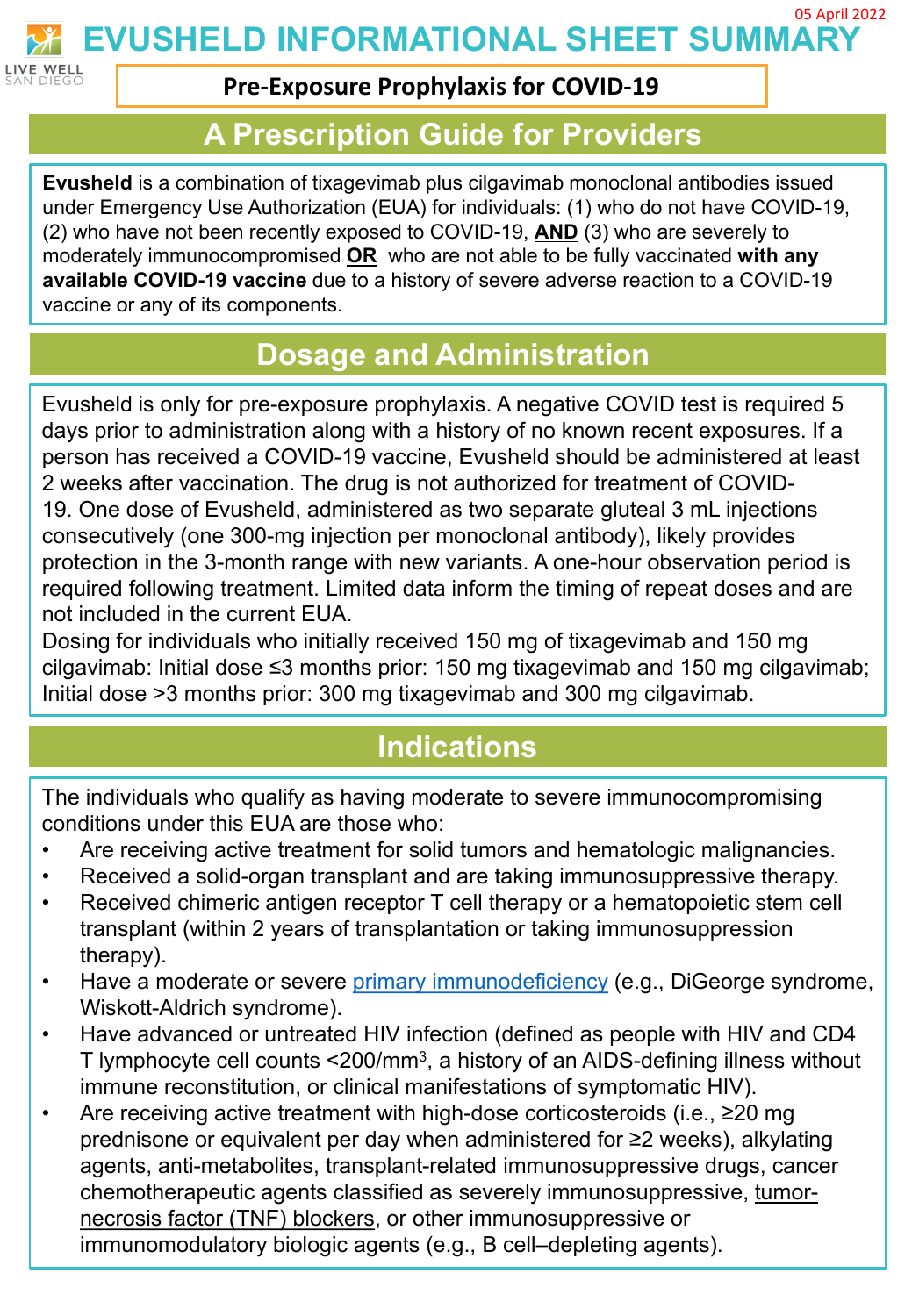05 April 2022

# EVUSHELD INFORMATIONAL SHEET SUMMARY

**Pre-Exposure Prophylaxis for COVID-19**

## A Prescription Guide for Providers

**Evusheld** is a combination of tixagevimab plus cilgavimab monoclonal antibodies issued under Emergency Use Authorization (EUA) for individuals: (1) who do not have COVID-19, (2) who have not been recently exposed to COVID-19, **AND** (3) who are severely to moderately immunocompromised **OR** who are not able to be fully vaccinated **with any available COVID-19 vaccine** due to a history of severe adverse reaction to a COVID-19 vaccine or any of its components.

## Dosage and Administration

Evusheld is only for pre-exposure prophylaxis. A negative COVID test is required 5 days prior to administration along with a history of no known recent exposures. If a person has received a COVID-19 vaccine, Evusheld should be administered at least 2 weeks after vaccination. The drug is not authorized for treatment of COVID-19. One dose of Evusheld, administered as two separate gluteal 3 mL injections consecutively (one 300-mg injection per monoclonal antibody), likely provides protection in the 3-month range with new variants. A one-hour observation period is required following treatment. Limited data inform the timing of repeat doses and are not included in the current EUA.

Dosing for individuals who initially received 150 mg of tixagevimab and 150 mg cilgavimab: Initial dose ≤3 months prior: 150 mg tixagevimab and 150 mg cilgavimab; Initial dose >3 months prior: 300 mg tixagevimab and 300 mg cilgavimab.

## Indications

The individuals who qualify as having moderate to severe immunocompromising conditions under this EUA are those who:

- Are receiving active treatment for solid tumors and hematologic malignancies.
- Received a solid-organ transplant and are taking immunosuppressive therapy.
- Received chimeric antigen receptor T cell therapy or a hematopoietic stem cell transplant (within 2 years of transplantation or taking immunosuppression therapy).
- Have a moderate or severe primary immunodeficiency (e.g., DiGeorge syndrome, Wiskott-Aldrich syndrome).
- Have advanced or untreated HIV infection (defined as people with HIV and CD4 T lymphocyte cell counts <200/mm$^3$, a history of an AIDS-defining illness without immune reconstitution, or clinical manifestations of symptomatic HIV).
- Are receiving active treatment with high-dose corticosteroids (i.e., ≥20 mg prednisone or equivalent per day when administered for ≥2 weeks), alkylating agents, anti-metabolites, transplant-related immunosuppressive drugs, cancer chemotherapeutic agents classified as severely immunosuppressive, tumor-necrosis factor (TNF) blockers, or other immunosuppressive or immunomodulatory biologic agents (e.g., B cell–depleting agents).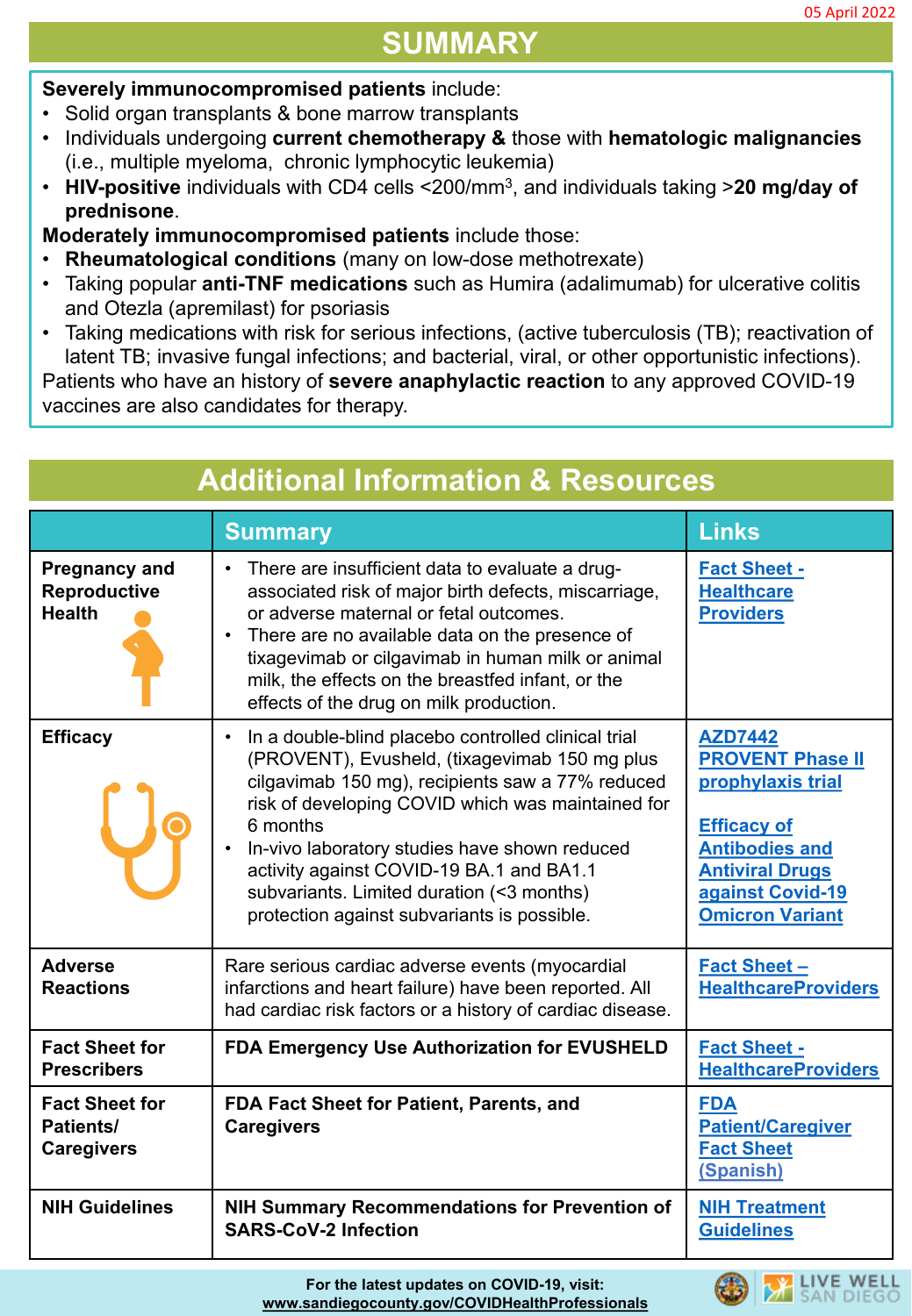05 April 2022

# SUMMARY

**Severely immunocompromised patients** include:

- Solid organ transplants & bone marrow transplants
- Individuals undergoing **current chemotherapy &** those with **hematologic malignancies** (i.e., multiple myeloma, chronic lymphocytic leukemia)
- **HIV-positive** individuals with CD4 cells <200/mm$^3$, and individuals taking >**20 mg/day of prednisone**.

**Moderately immunocompromised patients** include those:

- **Rheumatological conditions** (many on low-dose methotrexate)
- Taking popular **anti-TNF medications** such as Humira (adalimumab) for ulcerative colitis and Otezla (apremilast) for psoriasis
- Taking medications with risk for serious infections, (active tuberculosis (TB); reactivation of latent TB; invasive fungal infections; and bacterial, viral, or other opportunistic infections).

Patients who have an history of **severe anaphylactic reaction** to any approved COVID-19 vaccines are also candidates for therapy.

# Additional Information & Resources

| | Summary | Links |
|---|---|---|
| **Pregnancy and Reproductive Health** | • There are insufficient data to evaluate a drug-associated risk of major birth defects, miscarriage, or adverse maternal or fetal outcomes.<br>• There are no available data on the presence of tixagevimab or cilgavimab in human milk or animal milk, the effects on the breastfed infant, or the effects of the drug on milk production. | Fact Sheet - Healthcare Providers |
| **Efficacy** | • In a double-blind placebo controlled clinical trial (PROVENT), Evusheld, (tixagevimab 150 mg plus cilgavimab 150 mg), recipients saw a 77% reduced risk of developing COVID which was maintained for 6 months<br>• In-vivo laboratory studies have shown reduced activity against COVID-19 BA.1 and BA1.1 subvariants. Limited duration (<3 months) protection against subvariants is possible. | AZD7442 PROVENT Phase II prophylaxis trial<br><br>Efficacy of Antibodies and Antiviral Drugs against Covid-19 Omicron Variant |
| **Adverse Reactions** | Rare serious cardiac adverse events (myocardial infarctions and heart failure) have been reported. All had cardiac risk factors or a history of cardiac disease. | Fact Sheet – HealthcareProviders |
| **Fact Sheet for Prescribers** | **FDA Emergency Use Authorization for EVUSHELD** | Fact Sheet - HealthcareProviders |
| **Fact Sheet for Patients/ Caregivers** | **FDA Fact Sheet for Patient, Parents, and Caregivers** | FDA Patient/Caregiver Fact Sheet (Spanish) |
| **NIH Guidelines** | **NIH Summary Recommendations for Prevention of SARS-CoV-2 Infection** | NIH Treatment Guidelines |

**For the latest updates on COVID-19, visit:**
**www.sandiegocounty.gov/COVIDHealthProfessionals**

LIVE WELL SAN DIEGO